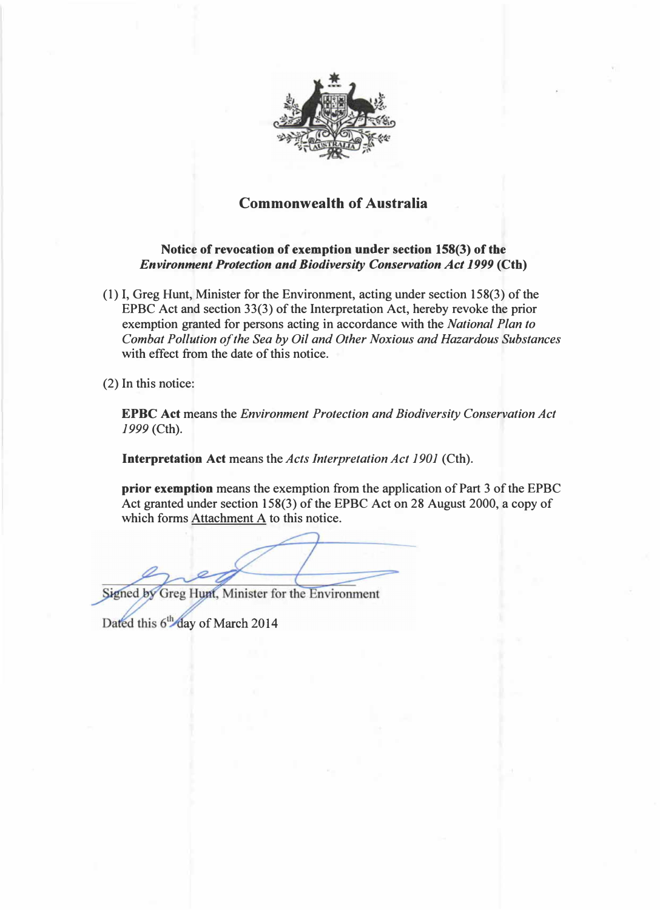## Commonwealth of Australia

**Notice of revocation of exemption under section 158(3) of the *Environment Protection and Biodiversity Conservation Act 1999* (Cth)**

(1) I, Greg Hunt, Minister for the Environment, acting under section 158(3) of the EPBC Act and section 33(3) of the Interpretation Act, hereby revoke the prior exemption granted for persons acting in accordance with the *National Plan to Combat Pollution of the Sea by Oil and Other Noxious and Hazardous Substances* with effect from the date of this notice.

(2) In this notice:

**EPBC Act** means the *Environment Protection and Biodiversity Conservation Act 1999* (Cth).

**Interpretation Act** means the *Acts Interpretation Act 1901* (Cth).

**prior exemption** means the exemption from the application of Part 3 of the EPBC Act granted under section 158(3) of the EPBC Act on 28 August 2000, a copy of which forms Attachment A to this notice.

Signed by Greg Hunt, Minister for the Environment

Dated this 6th day of March 2014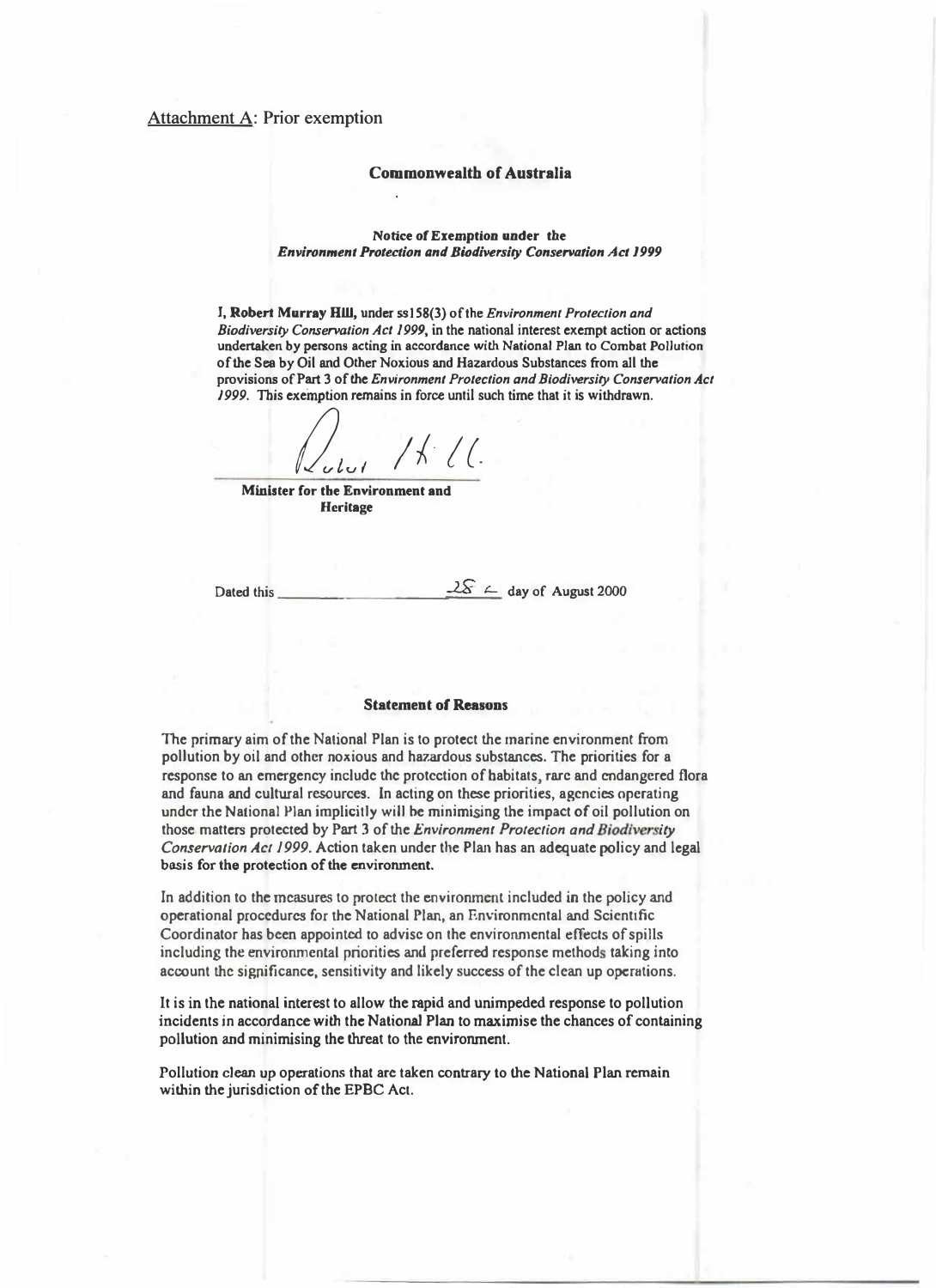Attachment A: Prior exemption

**Commonwealth of Australia**

**Notice of Exemption under the**
***Environment Protection and Biodiversity Conservation Act 1999***

I, **Robert Murray Hill**, under ss158(3) of the *Environment Protection and Biodiversity Conservation Act 1999*, in the national interest exempt action or actions undertaken by persons acting in accordance with National Plan to Combat Pollution of the Sea by Oil and Other Noxious and Hazardous Substances from all the provisions of Part 3 of the *Environment Protection and Biodiversity Conservation Act 1999*. This exemption remains in force until such time that it is withdrawn.

Robert Hill.

**Minister for the Environment and Heritage**

Dated this 28th day of August 2000

**Statement of Reasons**

The primary aim of the National Plan is to protect the marine environment from pollution by oil and other noxious and hazardous substances. The priorities for a response to an emergency include the protection of habitats, rare and endangered flora and fauna and cultural resources. In acting on these priorities, agencies operating under the National Plan implicitly will be minimising the impact of oil pollution on those matters protected by Part 3 of the *Environment Protection and Biodiversity Conservation Act 1999*. Action taken under the Plan has an adequate policy and legal basis for the protection of the environment.

In addition to the measures to protect the environment included in the policy and operational procedures for the National Plan, an Environmental and Scientific Coordinator has been appointed to advise on the environmental effects of spills including the environmental priorities and preferred response methods taking into account the significance, sensitivity and likely success of the clean up operations.

It is in the national interest to allow the rapid and unimpeded response to pollution incidents in accordance with the National Plan to maximise the chances of containing pollution and minimising the threat to the environment.

Pollution clean up operations that are taken contrary to the National Plan remain within the jurisdiction of the EPBC Act.